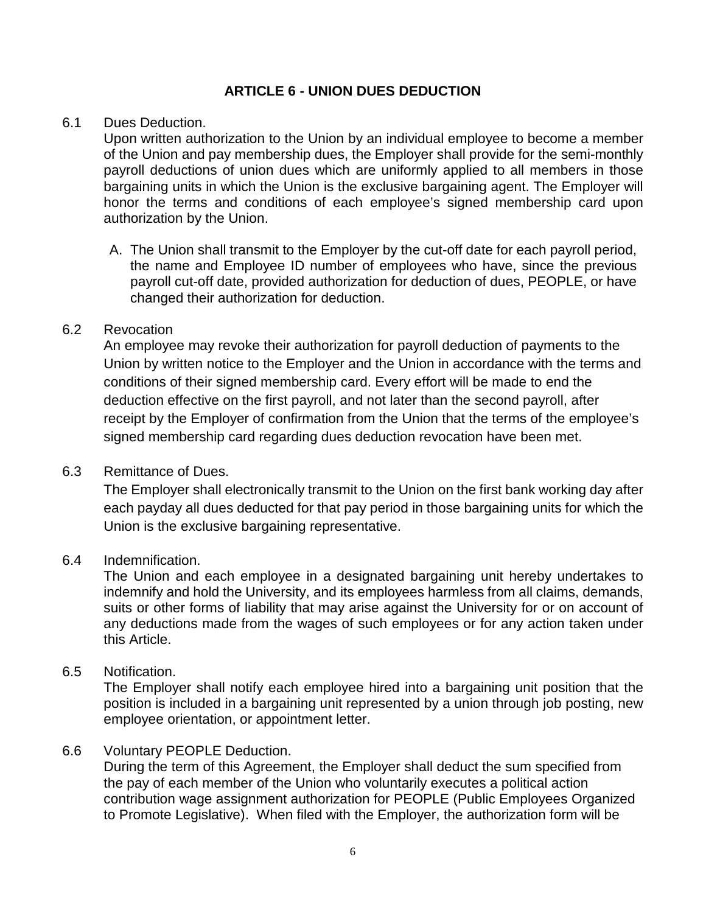# ARTICLE 6 - UNION DUES DEDUCTION

6.1 Dues Deduction.

Upon written authorization to the Union by an individual employee to become a member of the Union and pay membership dues, the Employer shall provide for the semi-monthly payroll deductions of union dues which are uniformly applied to all members in those bargaining units in which the Union is the exclusive bargaining agent. The Employer will honor the terms and conditions of each employee's signed membership card upon authorization by the Union.

A. The Union shall transmit to the Employer by the cut-off date for each payroll period, the name and Employee ID number of employees who have, since the previous payroll cut-off date, provided authorization for deduction of dues, PEOPLE, or have changed their authorization for deduction.

6.2 Revocation

An employee may revoke their authorization for payroll deduction of payments to the Union by written notice to the Employer and the Union in accordance with the terms and conditions of their signed membership card. Every effort will be made to end the deduction effective on the first payroll, and not later than the second payroll, after receipt by the Employer of confirmation from the Union that the terms of the employee's signed membership card regarding dues deduction revocation have been met.

6.3 Remittance of Dues.

The Employer shall electronically transmit to the Union on the first bank working day after each payday all dues deducted for that pay period in those bargaining units for which the Union is the exclusive bargaining representative.

6.4 Indemnification.

The Union and each employee in a designated bargaining unit hereby undertakes to indemnify and hold the University, and its employees harmless from all claims, demands, suits or other forms of liability that may arise against the University for or on account of any deductions made from the wages of such employees or for any action taken under this Article.

6.5 Notification.

The Employer shall notify each employee hired into a bargaining unit position that the position is included in a bargaining unit represented by a union through job posting, new employee orientation, or appointment letter.

6.6 Voluntary PEOPLE Deduction.

During the term of this Agreement, the Employer shall deduct the sum specified from the pay of each member of the Union who voluntarily executes a political action contribution wage assignment authorization for PEOPLE (Public Employees Organized to Promote Legislative). When filed with the Employer, the authorization form will be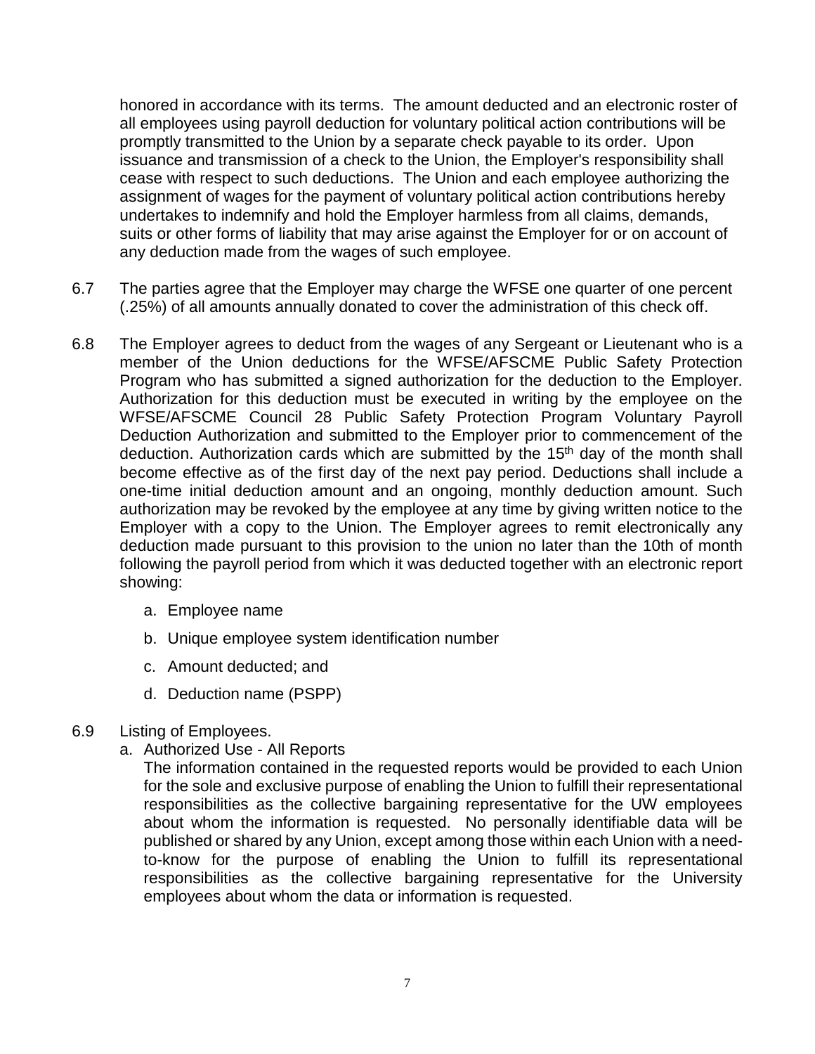honored in accordance with its terms. The amount deducted and an electronic roster of all employees using payroll deduction for voluntary political action contributions will be promptly transmitted to the Union by a separate check payable to its order. Upon issuance and transmission of a check to the Union, the Employer's responsibility shall cease with respect to such deductions. The Union and each employee authorizing the assignment of wages for the payment of voluntary political action contributions hereby undertakes to indemnify and hold the Employer harmless from all claims, demands, suits or other forms of liability that may arise against the Employer for or on account of any deduction made from the wages of such employee.

6.7 The parties agree that the Employer may charge the WFSE one quarter of one percent (.25%) of all amounts annually donated to cover the administration of this check off.

6.8 The Employer agrees to deduct from the wages of any Sergeant or Lieutenant who is a member of the Union deductions for the WFSE/AFSCME Public Safety Protection Program who has submitted a signed authorization for the deduction to the Employer. Authorization for this deduction must be executed in writing by the employee on the WFSE/AFSCME Council 28 Public Safety Protection Program Voluntary Payroll Deduction Authorization and submitted to the Employer prior to commencement of the deduction. Authorization cards which are submitted by the 15th day of the month shall become effective as of the first day of the next pay period. Deductions shall include a one-time initial deduction amount and an ongoing, monthly deduction amount. Such authorization may be revoked by the employee at any time by giving written notice to the Employer with a copy to the Union. The Employer agrees to remit electronically any deduction made pursuant to this provision to the union no later than the 10th of month following the payroll period from which it was deducted together with an electronic report showing:

a. Employee name

b. Unique employee system identification number

c. Amount deducted; and

d. Deduction name (PSPP)

6.9 Listing of Employees.

a. Authorized Use - All Reports

The information contained in the requested reports would be provided to each Union for the sole and exclusive purpose of enabling the Union to fulfill their representational responsibilities as the collective bargaining representative for the UW employees about whom the information is requested. No personally identifiable data will be published or shared by any Union, except among those within each Union with a need-to-know for the purpose of enabling the Union to fulfill its representational responsibilities as the collective bargaining representative for the University employees about whom the data or information is requested.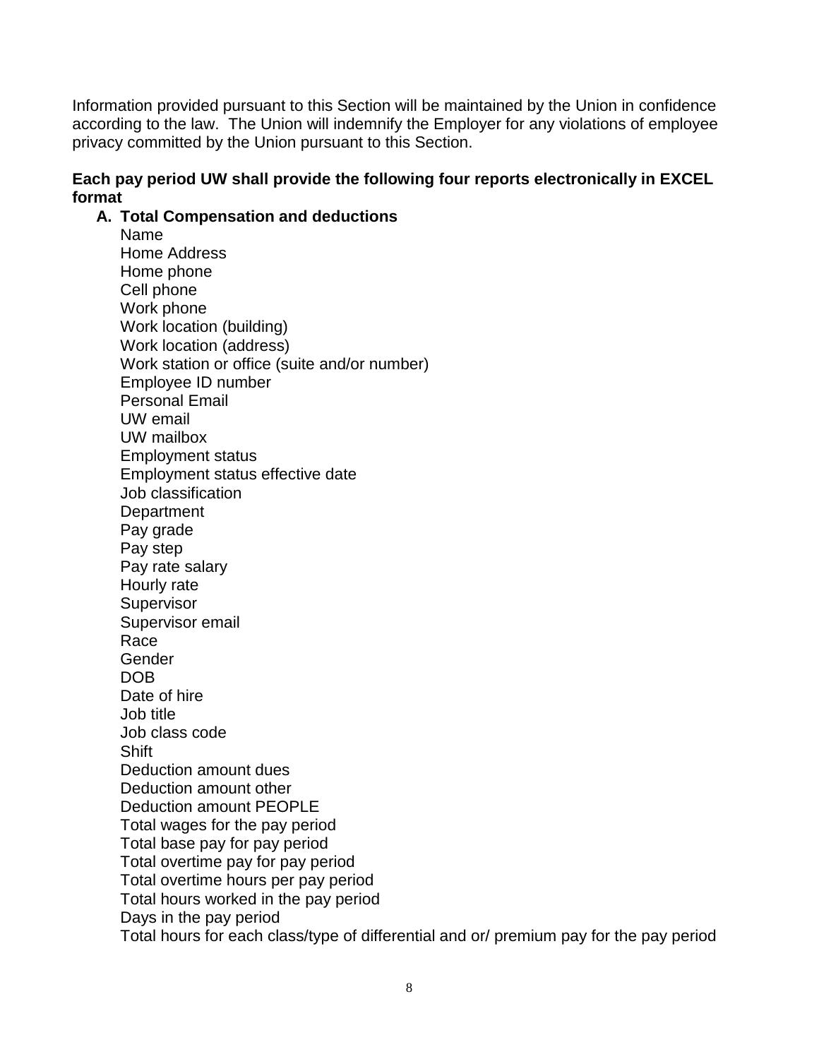Information provided pursuant to this Section will be maintained by the Union in confidence according to the law. The Union will indemnify the Employer for any violations of employee privacy committed by the Union pursuant to this Section.

**Each pay period UW shall provide the following four reports electronically in EXCEL format**

**A. Total Compensation and deductions**

Name
Home Address
Home phone
Cell phone
Work phone
Work location (building)
Work location (address)
Work station or office (suite and/or number)
Employee ID number
Personal Email
UW email
UW mailbox
Employment status
Employment status effective date
Job classification
Department
Pay grade
Pay step
Pay rate salary
Hourly rate
Supervisor
Supervisor email
Race
Gender
DOB
Date of hire
Job title
Job class code
Shift
Deduction amount dues
Deduction amount other
Deduction amount PEOPLE
Total wages for the pay period
Total base pay for pay period
Total overtime pay for pay period
Total overtime hours per pay period
Total hours worked in the pay period
Days in the pay period
Total hours for each class/type of differential and or/ premium pay for the pay period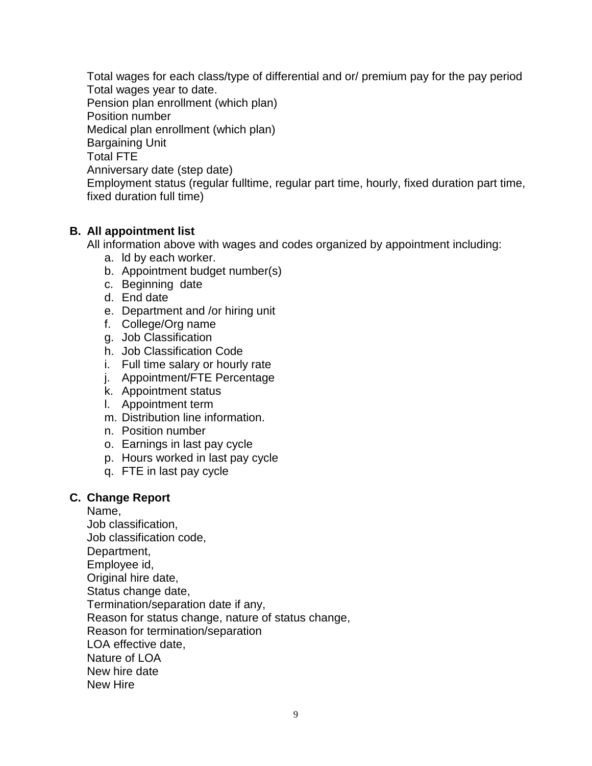Total wages for each class/type of differential and or/ premium pay for the pay period
Total wages year to date.
Pension plan enrollment (which plan)
Position number
Medical plan enrollment (which plan)
Bargaining Unit
Total FTE
Anniversary date (step date)
Employment status (regular fulltime, regular part time, hourly, fixed duration part time, fixed duration full time)

**B. All appointment list**

All information above with wages and codes organized by appointment including:

a. Id by each worker.
b. Appointment budget number(s)
c. Beginning date
d. End date
e. Department and /or hiring unit
f. College/Org name
g. Job Classification
h. Job Classification Code
i. Full time salary or hourly rate
j. Appointment/FTE Percentage
k. Appointment status
l. Appointment term
m. Distribution line information.
n. Position number
o. Earnings in last pay cycle
p. Hours worked in last pay cycle
q. FTE in last pay cycle

**C. Change Report**

Name,
Job classification,
Job classification code,
Department,
Employee id,
Original hire date,
Status change date,
Termination/separation date if any,
Reason for status change, nature of status change,
Reason for termination/separation
LOA effective date,
Nature of LOA
New hire date
New Hire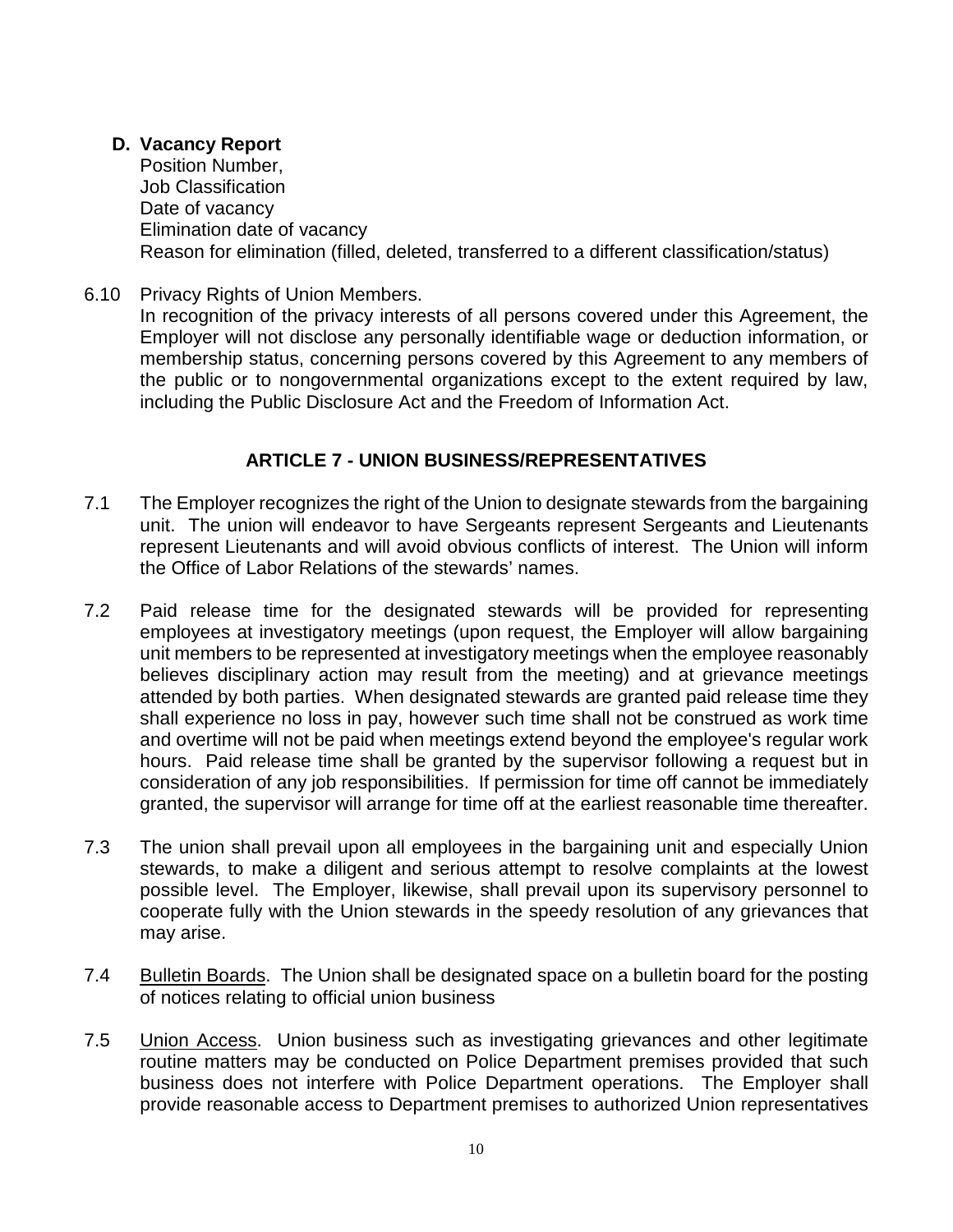**D. Vacancy Report**

Position Number,
Job Classification
Date of vacancy
Elimination date of vacancy
Reason for elimination (filled, deleted, transferred to a different classification/status)

6.10 Privacy Rights of Union Members.
In recognition of the privacy interests of all persons covered under this Agreement, the Employer will not disclose any personally identifiable wage or deduction information, or membership status, concerning persons covered by this Agreement to any members of the public or to nongovernmental organizations except to the extent required by law, including the Public Disclosure Act and the Freedom of Information Act.

## ARTICLE 7 - UNION BUSINESS/REPRESENTATIVES

7.1 The Employer recognizes the right of the Union to designate stewards from the bargaining unit. The union will endeavor to have Sergeants represent Sergeants and Lieutenants represent Lieutenants and will avoid obvious conflicts of interest. The Union will inform the Office of Labor Relations of the stewards' names.

7.2 Paid release time for the designated stewards will be provided for representing employees at investigatory meetings (upon request, the Employer will allow bargaining unit members to be represented at investigatory meetings when the employee reasonably believes disciplinary action may result from the meeting) and at grievance meetings attended by both parties. When designated stewards are granted paid release time they shall experience no loss in pay, however such time shall not be construed as work time and overtime will not be paid when meetings extend beyond the employee's regular work hours. Paid release time shall be granted by the supervisor following a request but in consideration of any job responsibilities. If permission for time off cannot be immediately granted, the supervisor will arrange for time off at the earliest reasonable time thereafter.

7.3 The union shall prevail upon all employees in the bargaining unit and especially Union stewards, to make a diligent and serious attempt to resolve complaints at the lowest possible level. The Employer, likewise, shall prevail upon its supervisory personnel to cooperate fully with the Union stewards in the speedy resolution of any grievances that may arise.

7.4 Bulletin Boards. The Union shall be designated space on a bulletin board for the posting of notices relating to official union business

7.5 Union Access. Union business such as investigating grievances and other legitimate routine matters may be conducted on Police Department premises provided that such business does not interfere with Police Department operations. The Employer shall provide reasonable access to Department premises to authorized Union representatives